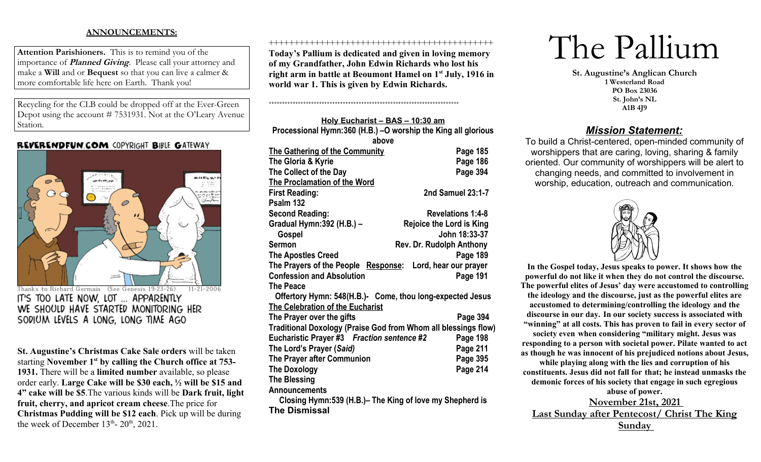## ANNOUNCEMENTS:

**Attention Parishioners.** This is to remind you of the importance of ***Planned Giving***. Please call your attorney and make a **Will** and or **Bequest** so that you can live a calmer & more comfortable life here on Earth. Thank you!

Recycling for the CLB could be dropped off at the Ever-Green Depot using the account # 7531931. Not at the O'Leary Avenue Station.

REVERENDFUN.COM COPYRIGHT BIBLE GATEWAY

Thanks to Richard Germain (See Genesis 19:23-26) 11-21-2006

IT'S TOO LATE NOW, LOT ... APPARENTLY WE SHOULD HAVE STARTED MONITORING HER SODIUM LEVELS A LONG, LONG TIME AGO

**St. Augustine's Christmas Cake Sale orders** will be taken starting **November 1st by calling the Church office at 753-1931.** There will be a **limited number** available, so please order early. **Large Cake will be $30 each, ½ will be $15 and 4" cake will be $5**. The various kinds will be **Dark fruit, light fruit, cherry, and apricot cream cheese**. The price for **Christmas Pudding will be $12 each**. Pick up will be during the week of December 13th- 20th, 2021.

++++++++++++++++++++++++++++++++++++++++++++

**Today's Pallium is dedicated and given in loving memory of my Grandfather, John Edwin Richards who lost his right arm in battle at Beoumont Hamel on 1st July, 1916 in world war 1. This is given by Edwin Richards.**

++++++++++++++++++++++++++++++++++++++++++++

**Holy Eucharist – BAS – 10:30 am**

**Processional Hymn:360 (H.B.) –O worship the King all glorious above**

| | |
|---|---|
| **The Gathering of the Community** | **Page 185** |
| **The Gloria & Kyrie** | **Page 186** |
| **The Collect of the Day** | **Page 394** |
| **The Proclamation of the Word** | |
| **First Reading:** | **2nd Samuel 23:1-7** |
| **Psalm 132** | |
| **Second Reading:** | **Revelations 1:4-8** |
| **Gradual Hymn:392 (H.B.) –** | **Rejoice the Lord is King** |
| **Gospel** | **John 18:33-37** |
| **Sermon** | **Rev. Dr. Rudolph Anthony** |
| **The Apostles Creed** | **Page 189** |
| **The Prayers of the People Response:** | **Lord, hear our prayer** |
| **Confession and Absolution** | **Page 191** |
| **The Peace** | |

**Offertory Hymn: 548(H.B.)- Come, thou long-expected Jesus**

| | |
|---|---|
| **The Celebration of the Eucharist** | |
| **The Prayer over the gifts** | **Page 394** |
| **Traditional Doxology (Praise God from Whom all blessings flow)** | |
| **Eucharistic Prayer #3 *Fraction sentence #2*** | **Page 198** |
| **The Lord's Prayer (*Said*)** | **Page 211** |
| **The Prayer after Communion** | **Page 395** |
| **The Doxology** | **Page 214** |
| **The Blessing** | |
| **Announcements** | |

**Closing Hymn:539 (H.B.)– The King of love my Shepherd is**

**The Dismissal**

# The Pallium

**St. Augustine's Anglican Church**
**1 Westerland Road**
**PO Box 23036**
**St. John's NL**
**A1B 4J9**

## *Mission Statement:*

To build a Christ-centered, open-minded community of worshippers that are caring, loving, sharing & family oriented. Our community of worshippers will be alert to changing needs, and committed to involvement in worship, education, outreach and communication.

**In the Gospel today, Jesus speaks to power. It shows how the powerful do not like it when they do not control the discourse. The powerful elites of Jesus' day were accustomed to controlling the ideology and the discourse, just as the powerful elites are accustomed to determining/controlling the ideology and the discourse in our day. In our society success is associated with "winning" at all costs. This has proven to fail in every sector of society even when considering "military might. Jesus was responding to a person with societal power. Pilate wanted to act as though he was innocent of his prejudiced notions about Jesus, while playing along with the lies and corruption of his constituents. Jesus did not fall for that; he instead unmasks the demonic forces of his society that engage in such egregious abuse of power.**

**November 21st, 2021**
**Last Sunday after Pentecost/ Christ The King Sunday**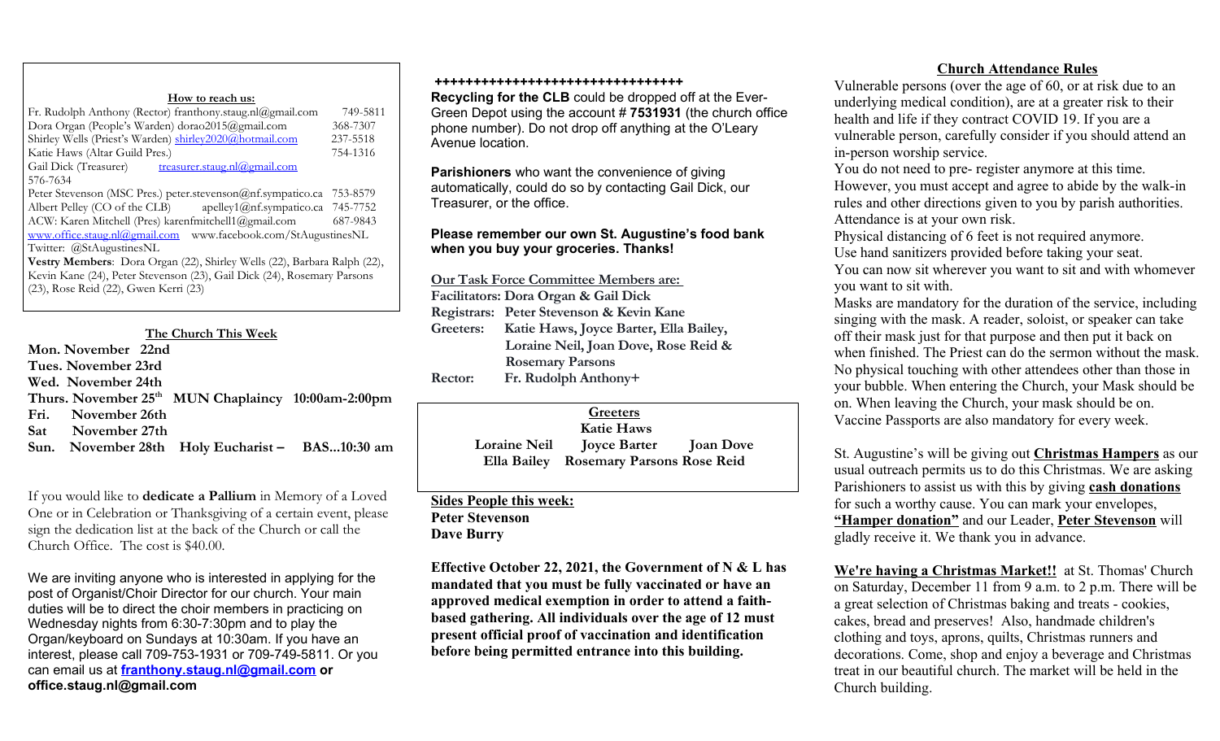**How to reach us:**

Fr. Rudolph Anthony (Rector) franthony.staug.nl@gmail.com 749-5811
Dora Organ (People's Warden) dorao2015@gmail.com 368-7307
Shirley Wells (Priest's Warden) shirley2020@hotmail.com 237-5518
Katie Haws (Altar Guild Pres.) 754-1316
Gail Dick (Treasurer) treasurer.staug.nl@gmail.com 576-7634
Peter Stevenson (MSC Pres.) peter.stevenson@nf.sympatico.ca 753-8579
Albert Pelley (CO of the CLB) apelley1@nf.sympatico.ca 745-7752
ACW: Karen Mitchell (Pres) karenfmitchell1@gmail.com 687-9843
www.office.staug.nl@gmail.com www.facebook.com/StAugustinesNL
Twitter: @StAugustinesNL

**Vestry Members**: Dora Organ (22), Shirley Wells (22), Barbara Ralph (22), Kevin Kane (24), Peter Stevenson (23), Gail Dick (24), Rosemary Parsons (23), Rose Reid (22), Gwen Kerri (23)

**The Church This Week**

**Mon. November 22nd**
**Tues. November 23rd**
**Wed. November 24th**
**Thurs. November 25th MUN Chaplaincy 10:00am-2:00pm**
**Fri. November 26th**
**Sat November 27th**
**Sun. November 28th Holy Eucharist – BAS...10:30 am**

If you would like to **dedicate a Pallium** in Memory of a Loved One or in Celebration or Thanksgiving of a certain event, please sign the dedication list at the back of the Church or call the Church Office. The cost is $40.00.

We are inviting anyone who is interested in applying for the post of Organist/Choir Director for our church. Your main duties will be to direct the choir members in practicing on Wednesday nights from 6:30-7:30pm and to play the Organ/keyboard on Sundays at 10:30am. If you have an interest, please call 709-753-1931 or 709-749-5811. Or you can email us at **franthony.staug.nl@gmail.com or office.staug.nl@gmail.com**

++++++++++++++++++++++++++++++++

**Recycling for the CLB** could be dropped off at the Ever-Green Depot using the account # **7531931** (the church office phone number). Do not drop off anything at the O'Leary Avenue location.

**Parishioners** who want the convenience of giving automatically, could do so by contacting Gail Dick, our Treasurer, or the office.

**Please remember our own St. Augustine's food bank when you buy your groceries. Thanks!**

**Our Task Force Committee Members are:**

**Facilitators: Dora Organ & Gail Dick**
**Registrars: Peter Stevenson & Kevin Kane**
**Greeters: Katie Haws, Joyce Barter, Ella Bailey, Loraine Neil, Joan Dove, Rose Reid & Rosemary Parsons**
**Rector: Fr. Rudolph Anthony+**

**Greeters**

**Katie Haws**
**Loraine Neil Joyce Barter Joan Dove**
**Ella Bailey Rosemary Parsons Rose Reid**

**Sides People this week:**
**Peter Stevenson**
**Dave Burry**

**Effective October 22, 2021, the Government of N & L has mandated that you must be fully vaccinated or have an approved medical exemption in order to attend a faith-based gathering. All individuals over the age of 12 must present official proof of vaccination and identification before being permitted entrance into this building.**

**Church Attendance Rules**

Vulnerable persons (over the age of 60, or at risk due to an underlying medical condition), are at a greater risk to their health and life if they contract COVID 19. If you are a vulnerable person, carefully consider if you should attend an in-person worship service.
You do not need to pre- register anymore at this time.
However, you must accept and agree to abide by the walk-in rules and other directions given to you by parish authorities.
Attendance is at your own risk.
Physical distancing of 6 feet is not required anymore.
Use hand sanitizers provided before taking your seat.
You can now sit wherever you want to sit and with whomever you want to sit with.
Masks are mandatory for the duration of the service, including singing with the mask. A reader, soloist, or speaker can take off their mask just for that purpose and then put it back on when finished. The Priest can do the sermon without the mask.
No physical touching with other attendees other than those in your bubble. When entering the Church, your Mask should be on. When leaving the Church, your mask should be on.
Vaccine Passports are also mandatory for every week.

St. Augustine's will be giving out **Christmas Hampers** as our usual outreach permits us to do this Christmas. We are asking Parishioners to assist us with this by giving **cash donations** for such a worthy cause. You can mark your envelopes, **"Hamper donation"** and our Leader, **Peter Stevenson** will gladly receive it. We thank you in advance.

**We're having a Christmas Market!!** at St. Thomas' Church on Saturday, December 11 from 9 a.m. to 2 p.m. There will be a great selection of Christmas baking and treats - cookies, cakes, bread and preserves! Also, handmade children's clothing and toys, aprons, quilts, Christmas runners and decorations. Come, shop and enjoy a beverage and Christmas treat in our beautiful church. The market will be held in the Church building.